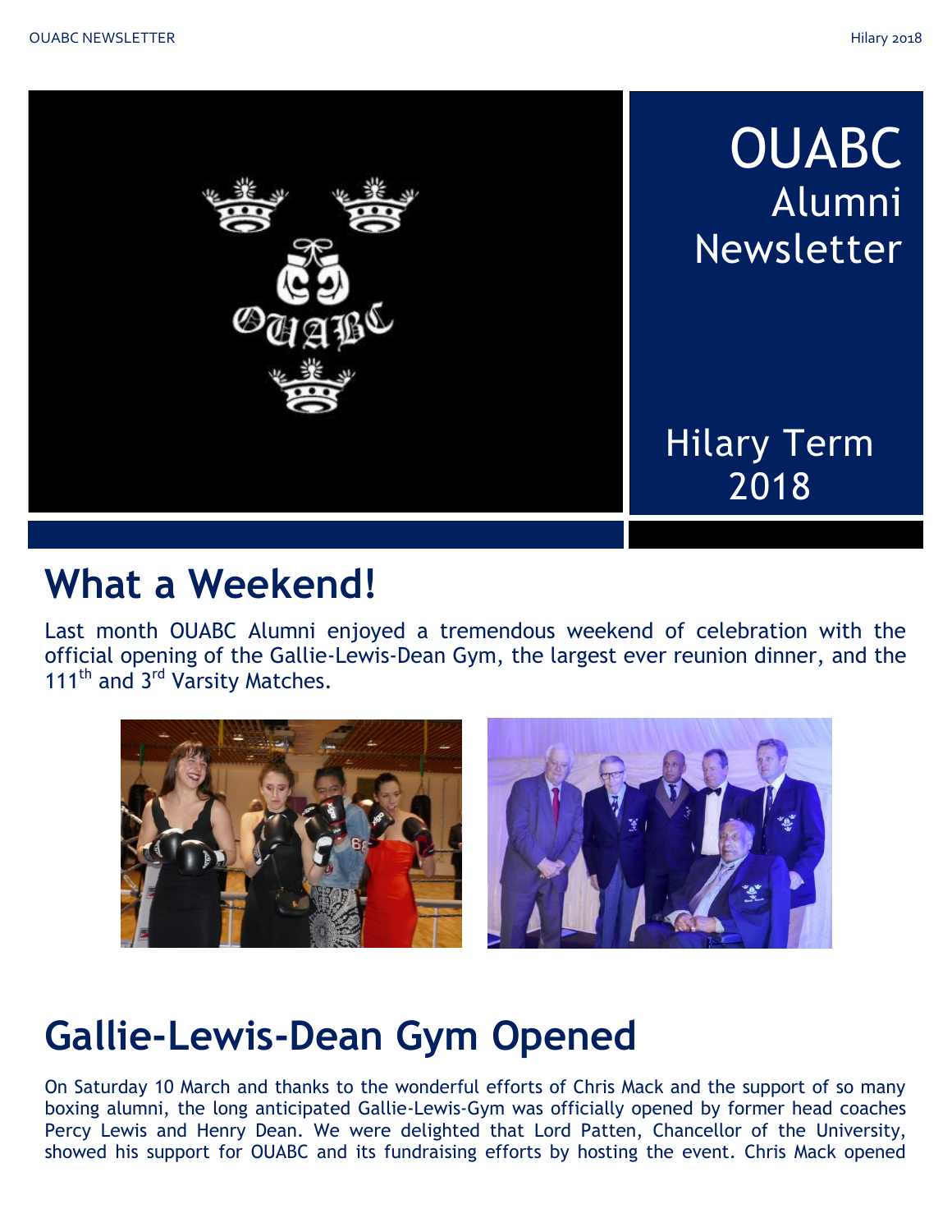# OUABC Alumni Newsletter

Hilary Term 2018

## What a Weekend!

Last month OUABC Alumni enjoyed a tremendous weekend of celebration with the official opening of the Gallie-Lewis-Dean Gym, the largest ever reunion dinner, and the 111th and 3rd Varsity Matches.

## Gallie-Lewis-Dean Gym Opened

On Saturday 10 March and thanks to the wonderful efforts of Chris Mack and the support of so many boxing alumni, the long anticipated Gallie-Lewis-Gym was officially opened by former head coaches Percy Lewis and Henry Dean. We were delighted that Lord Patten, Chancellor of the University, showed his support for OUABC and its fundraising efforts by hosting the event. Chris Mack opened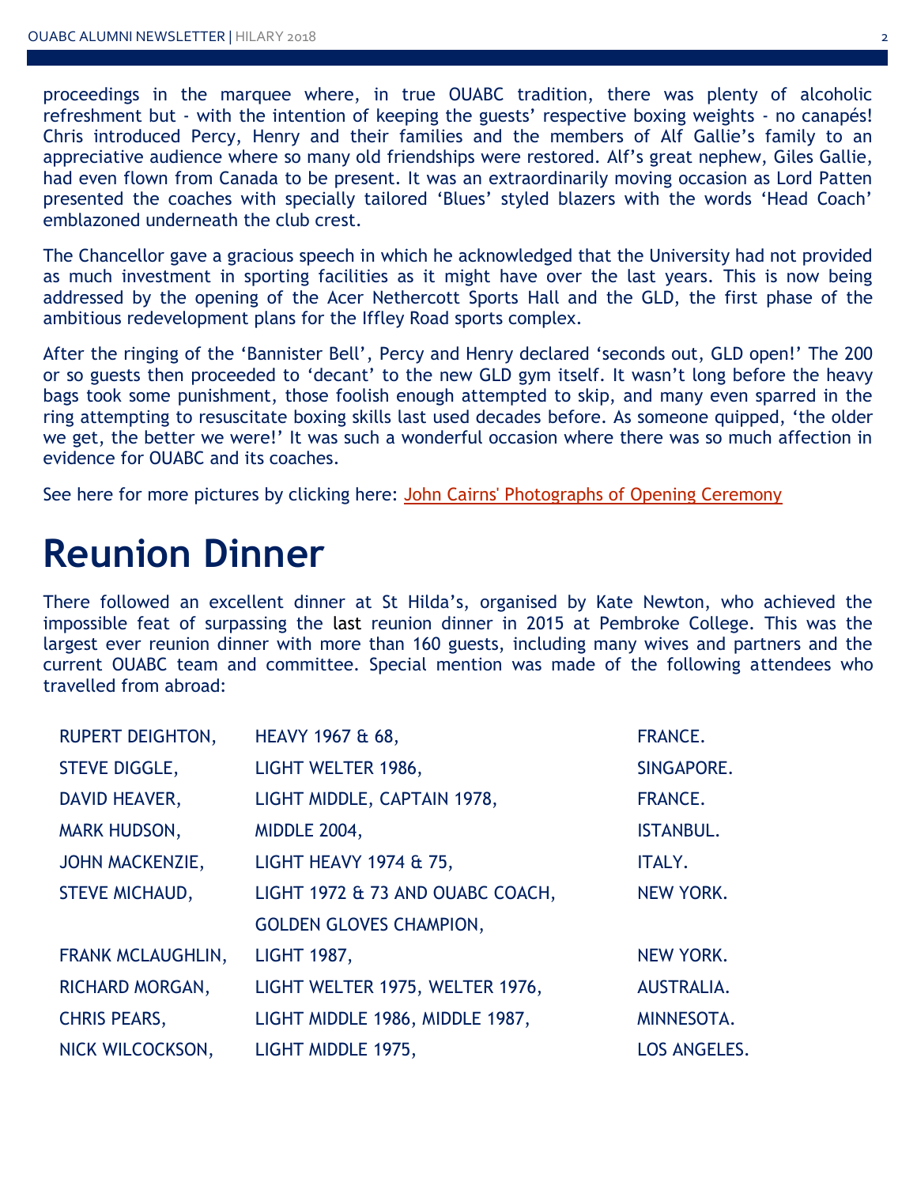proceedings in the marquee where, in true OUABC tradition, there was plenty of alcoholic refreshment but - with the intention of keeping the guests' respective boxing weights - no canapés! Chris introduced Percy, Henry and their families and the members of Alf Gallie's family to an appreciative audience where so many old friendships were restored. Alf's great nephew, Giles Gallie, had even flown from Canada to be present. It was an extraordinarily moving occasion as Lord Patten presented the coaches with specially tailored 'Blues' styled blazers with the words 'Head Coach' emblazoned underneath the club crest.

The Chancellor gave a gracious speech in which he acknowledged that the University had not provided as much investment in sporting facilities as it might have over the last years. This is now being addressed by the opening of the Acer Nethercott Sports Hall and the GLD, the first phase of the ambitious redevelopment plans for the Iffley Road sports complex.

After the ringing of the 'Bannister Bell', Percy and Henry declared 'seconds out, GLD open!' The 200 or so guests then proceeded to 'decant' to the new GLD gym itself. It wasn't long before the heavy bags took some punishment, those foolish enough attempted to skip, and many even sparred in the ring attempting to resuscitate boxing skills last used decades before. As someone quipped, 'the older we get, the better we were!' It was such a wonderful occasion where there was so much affection in evidence for OUABC and its coaches.

See here for more pictures by clicking here: John Cairns' Photographs of Opening Ceremony

# Reunion Dinner

There followed an excellent dinner at St Hilda's, organised by Kate Newton, who achieved the impossible feat of surpassing the last reunion dinner in 2015 at Pembroke College. This was the largest ever reunion dinner with more than 160 guests, including many wives and partners and the current OUABC team and committee. Special mention was made of the following attendees who travelled from abroad:

| | | |
|---|---|---|
| RUPERT DEIGHTON, | HEAVY 1967 & 68, | FRANCE. |
| STEVE DIGGLE, | LIGHT WELTER 1986, | SINGAPORE. |
| DAVID HEAVER, | LIGHT MIDDLE, CAPTAIN 1978, | FRANCE. |
| MARK HUDSON, | MIDDLE 2004, | ISTANBUL. |
| JOHN MACKENZIE, | LIGHT HEAVY 1974 & 75, | ITALY. |
| STEVE MICHAUD, | LIGHT 1972 & 73 AND OUABC COACH, GOLDEN GLOVES CHAMPION, | NEW YORK. |
| FRANK MCLAUGHLIN, | LIGHT 1987, | NEW YORK. |
| RICHARD MORGAN, | LIGHT WELTER 1975, WELTER 1976, | AUSTRALIA. |
| CHRIS PEARS, | LIGHT MIDDLE 1986, MIDDLE 1987, | MINNESOTA. |
| NICK WILCOCKSON, | LIGHT MIDDLE 1975, | LOS ANGELES. |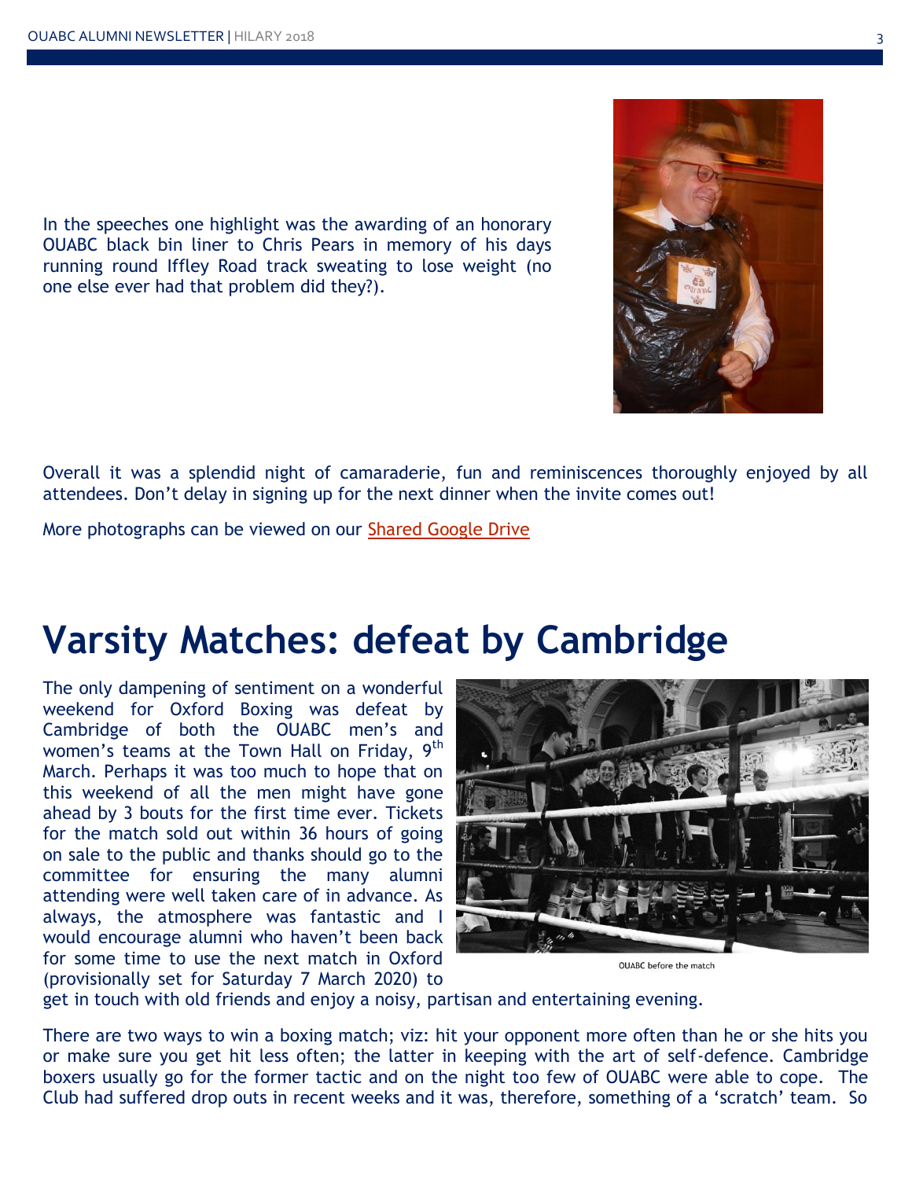In the speeches one highlight was the awarding of an honorary OUABC black bin liner to Chris Pears in memory of his days running round Iffley Road track sweating to lose weight (no one else ever had that problem did they?).

Overall it was a splendid night of camaraderie, fun and reminiscences thoroughly enjoyed by all attendees. Don't delay in signing up for the next dinner when the invite comes out!

More photographs can be viewed on our Shared Google Drive

# Varsity Matches: defeat by Cambridge

The only dampening of sentiment on a wonderful weekend for Oxford Boxing was defeat by Cambridge of both the OUABC men's and women's teams at the Town Hall on Friday, 9th March. Perhaps it was too much to hope that on this weekend of all the men might have gone ahead by 3 bouts for the first time ever. Tickets for the match sold out within 36 hours of going on sale to the public and thanks should go to the committee for ensuring the many alumni attending were well taken care of in advance. As always, the atmosphere was fantastic and I would encourage alumni who haven't been back for some time to use the next match in Oxford (provisionally set for Saturday 7 March 2020) to get in touch with old friends and enjoy a noisy, partisan and entertaining evening.

OUABC before the match

There are two ways to win a boxing match; viz: hit your opponent more often than he or she hits you or make sure you get hit less often; the latter in keeping with the art of self-defence. Cambridge boxers usually go for the former tactic and on the night too few of OUABC were able to cope. The Club had suffered drop outs in recent weeks and it was, therefore, something of a 'scratch' team. So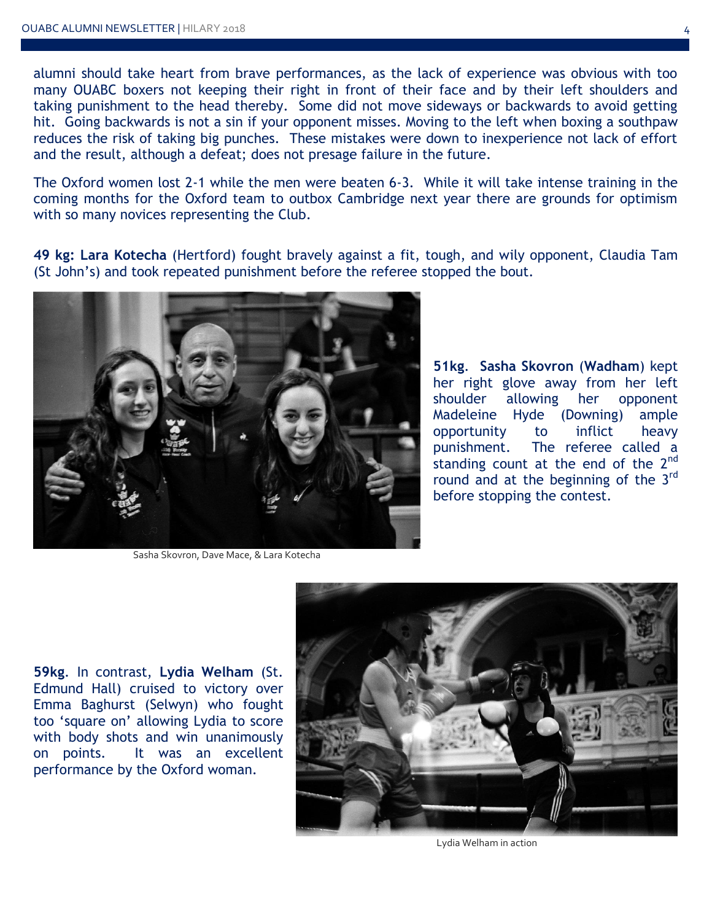alumni should take heart from brave performances, as the lack of experience was obvious with too many OUABC boxers not keeping their right in front of their face and by their left shoulders and taking punishment to the head thereby. Some did not move sideways or backwards to avoid getting hit. Going backwards is not a sin if your opponent misses. Moving to the left when boxing a southpaw reduces the risk of taking big punches. These mistakes were down to inexperience not lack of effort and the result, although a defeat; does not presage failure in the future.

The Oxford women lost 2-1 while the men were beaten 6-3. While it will take intense training in the coming months for the Oxford team to outbox Cambridge next year there are grounds for optimism with so many novices representing the Club.

**49 kg: Lara Kotecha** (Hertford) fought bravely against a fit, tough, and wily opponent, Claudia Tam (St John's) and took repeated punishment before the referee stopped the bout.

Sasha Skovron, Dave Mace, & Lara Kotecha

**51kg**. **Sasha Skovron** (**Wadham**) kept her right glove away from her left shoulder allowing her opponent Madeleine Hyde (Downing) ample opportunity to inflict heavy punishment. The referee called a standing count at the end of the 2nd round and at the beginning of the 3rd before stopping the contest.

**59kg**. In contrast, **Lydia Welham** (St. Edmund Hall) cruised to victory over Emma Baghurst (Selwyn) who fought too 'square on' allowing Lydia to score with body shots and win unanimously on points. It was an excellent performance by the Oxford woman.

Lydia Welham in action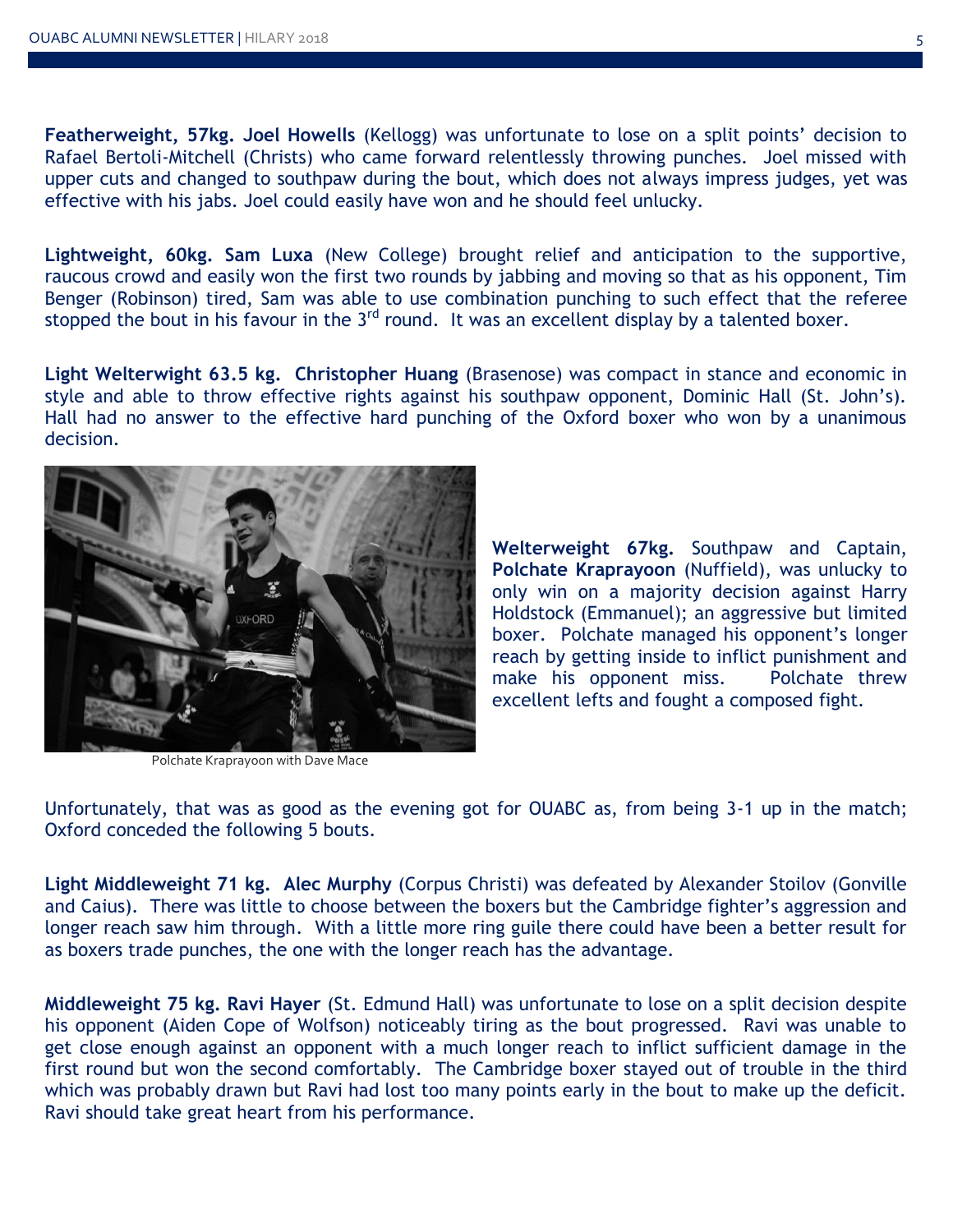**Featherweight, 57kg. Joel Howells** (Kellogg) was unfortunate to lose on a split points' decision to Rafael Bertoli-Mitchell (Christs) who came forward relentlessly throwing punches. Joel missed with upper cuts and changed to southpaw during the bout, which does not always impress judges, yet was effective with his jabs. Joel could easily have won and he should feel unlucky.

**Lightweight, 60kg. Sam Luxa** (New College) brought relief and anticipation to the supportive, raucous crowd and easily won the first two rounds by jabbing and moving so that as his opponent, Tim Benger (Robinson) tired, Sam was able to use combination punching to such effect that the referee stopped the bout in his favour in the 3rd round. It was an excellent display by a talented boxer.

**Light Welterwight 63.5 kg. Christopher Huang** (Brasenose) was compact in stance and economic in style and able to throw effective rights against his southpaw opponent, Dominic Hall (St. John's). Hall had no answer to the effective hard punching of the Oxford boxer who won by a unanimous decision.

Polchate Kraprayoon with Dave Mace

**Welterweight 67kg.** Southpaw and Captain, **Polchate Kraprayoon** (Nuffield), was unlucky to only win on a majority decision against Harry Holdstock (Emmanuel); an aggressive but limited boxer. Polchate managed his opponent's longer reach by getting inside to inflict punishment and make his opponent miss. Polchate threw excellent lefts and fought a composed fight.

Unfortunately, that was as good as the evening got for OUABC as, from being 3-1 up in the match; Oxford conceded the following 5 bouts.

**Light Middleweight 71 kg. Alec Murphy** (Corpus Christi) was defeated by Alexander Stoilov (Gonville and Caius). There was little to choose between the boxers but the Cambridge fighter's aggression and longer reach saw him through. With a little more ring guile there could have been a better result for as boxers trade punches, the one with the longer reach has the advantage.

**Middleweight 75 kg. Ravi Hayer** (St. Edmund Hall) was unfortunate to lose on a split decision despite his opponent (Aiden Cope of Wolfson) noticeably tiring as the bout progressed. Ravi was unable to get close enough against an opponent with a much longer reach to inflict sufficient damage in the first round but won the second comfortably. The Cambridge boxer stayed out of trouble in the third which was probably drawn but Ravi had lost too many points early in the bout to make up the deficit. Ravi should take great heart from his performance.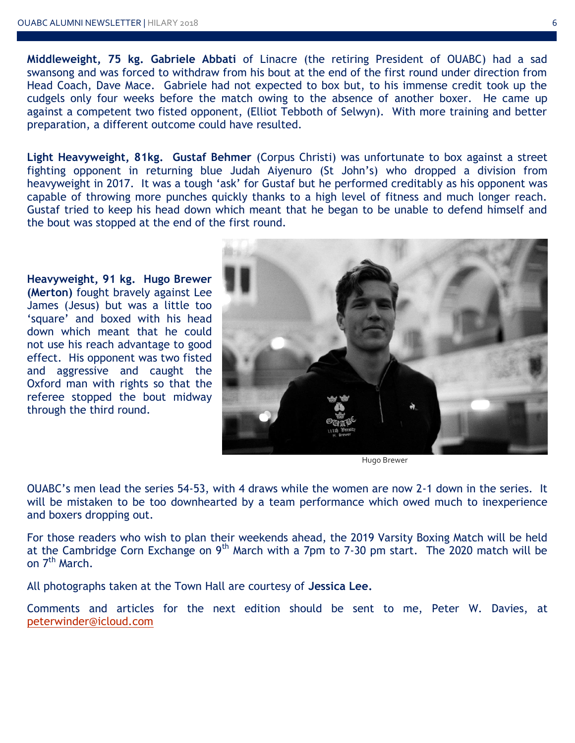**Middleweight, 75 kg. Gabriele Abbati** of Linacre (the retiring President of OUABC) had a sad swansong and was forced to withdraw from his bout at the end of the first round under direction from Head Coach, Dave Mace. Gabriele had not expected to box but, to his immense credit took up the cudgels only four weeks before the match owing to the absence of another boxer. He came up against a competent two fisted opponent, (Elliot Tebboth of Selwyn). With more training and better preparation, a different outcome could have resulted.

**Light Heavyweight, 81kg. Gustaf Behmer** (Corpus Christi) was unfortunate to box against a street fighting opponent in returning blue Judah Aiyenuro (St John's) who dropped a division from heavyweight in 2017. It was a tough 'ask' for Gustaf but he performed creditably as his opponent was capable of throwing more punches quickly thanks to a high level of fitness and much longer reach. Gustaf tried to keep his head down which meant that he began to be unable to defend himself and the bout was stopped at the end of the first round.

**Heavyweight, 91 kg. Hugo Brewer (Merton)** fought bravely against Lee James (Jesus) but was a little too 'square' and boxed with his head down which meant that he could not use his reach advantage to good effect. His opponent was two fisted and aggressive and caught the Oxford man with rights so that the referee stopped the bout midway through the third round.

Hugo Brewer

OUABC's men lead the series 54-53, with 4 draws while the women are now 2-1 down in the series. It will be mistaken to be too downhearted by a team performance which owed much to inexperience and boxers dropping out.

For those readers who wish to plan their weekends ahead, the 2019 Varsity Boxing Match will be held at the Cambridge Corn Exchange on 9th March with a 7pm to 7-30 pm start. The 2020 match will be on 7th March.

All photographs taken at the Town Hall are courtesy of **Jessica Lee.**

Comments and articles for the next edition should be sent to me, Peter W. Davies, at peterwinder@icloud.com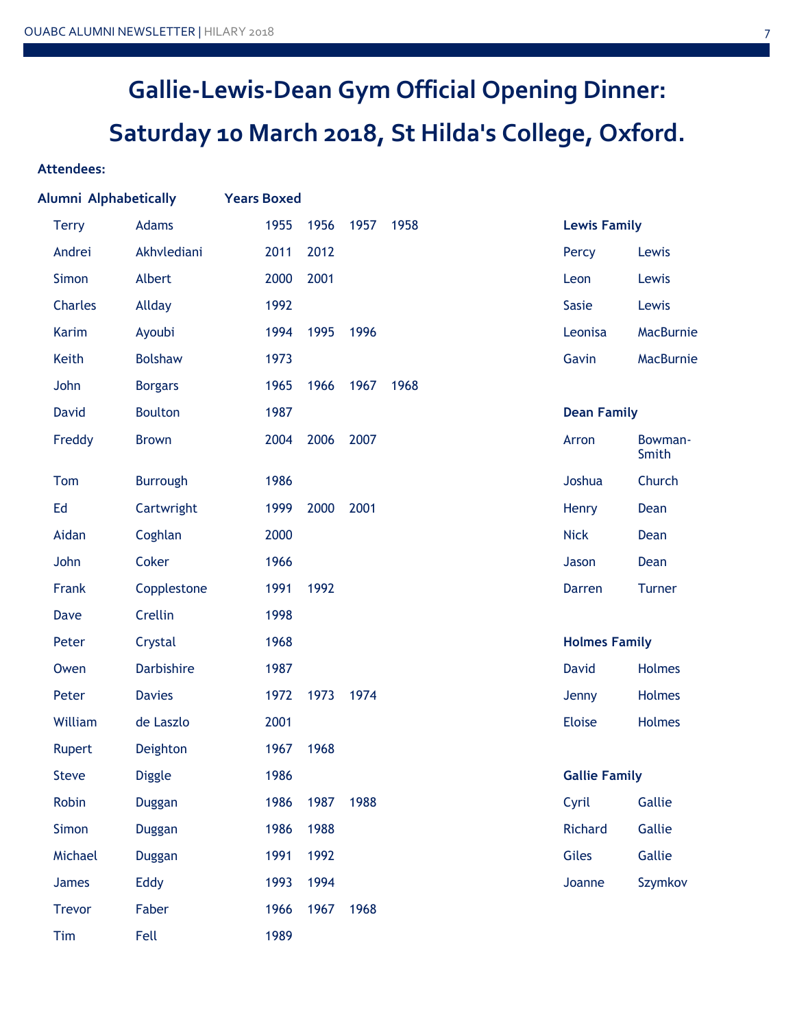# Gallie-Lewis-Dean Gym Official Opening Dinner:

# Saturday 10 March 2018, St Hilda's College, Oxford.

**Attendees:**

**Alumni Alphabetically** / **Years Boxed**

| First Name | Surname | Years Boxed | | | |
|---|---|---|---|---|---|
| Terry | Adams | 1955 | 1956 | 1957 | 1958 |
| Andrei | Akhvlediani | 2011 | 2012 | | |
| Simon | Albert | 2000 | 2001 | | |
| Charles | Allday | 1992 | | | |
| Karim | Ayoubi | 1994 | 1995 | 1996 | |
| Keith | Bolshaw | 1973 | | | |
| John | Borgars | 1965 | 1966 | 1967 | 1968 |
| David | Boulton | 1987 | | | |
| Freddy | Brown | 2004 | 2006 | 2007 | |
| Tom | Burrough | 1986 | | | |
| Ed | Cartwright | 1999 | 2000 | 2001 | |
| Aidan | Coghlan | 2000 | | | |
| John | Coker | 1966 | | | |
| Frank | Copplestone | 1991 | 1992 | | |
| Dave | Crellin | 1998 | | | |
| Peter | Crystal | 1968 | | | |
| Owen | Darbishire | 1987 | | | |
| Peter | Davies | 1972 | 1973 | 1974 | |
| William | de Laszlo | 2001 | | | |
| Rupert | Deighton | 1967 | 1968 | | |
| Steve | Diggle | 1986 | | | |
| Robin | Duggan | 1986 | 1987 | 1988 | |
| Simon | Duggan | 1986 | 1988 | | |
| Michael | Duggan | 1991 | 1992 | | |
| James | Eddy | 1993 | 1994 | | |
| Trevor | Faber | 1966 | 1967 | 1968 | |
| Tim | Fell | 1989 | | | |

**Lewis Family**

| | |
|---|---|
| Percy | Lewis |
| Leon | Lewis |
| Sasie | Lewis |
| Leonisa | MacBurnie |
| Gavin | MacBurnie |

**Dean Family**

| | |
|---|---|
| Arron | Bowman-Smith |
| Joshua | Church |
| Henry | Dean |
| Nick | Dean |
| Jason | Dean |
| Darren | Turner |

**Holmes Family**

| | |
|---|---|
| David | Holmes |
| Jenny | Holmes |
| Eloise | Holmes |

**Gallie Family**

| | |
|---|---|
| Cyril | Gallie |
| Richard | Gallie |
| Giles | Gallie |
| Joanne | Szymkov |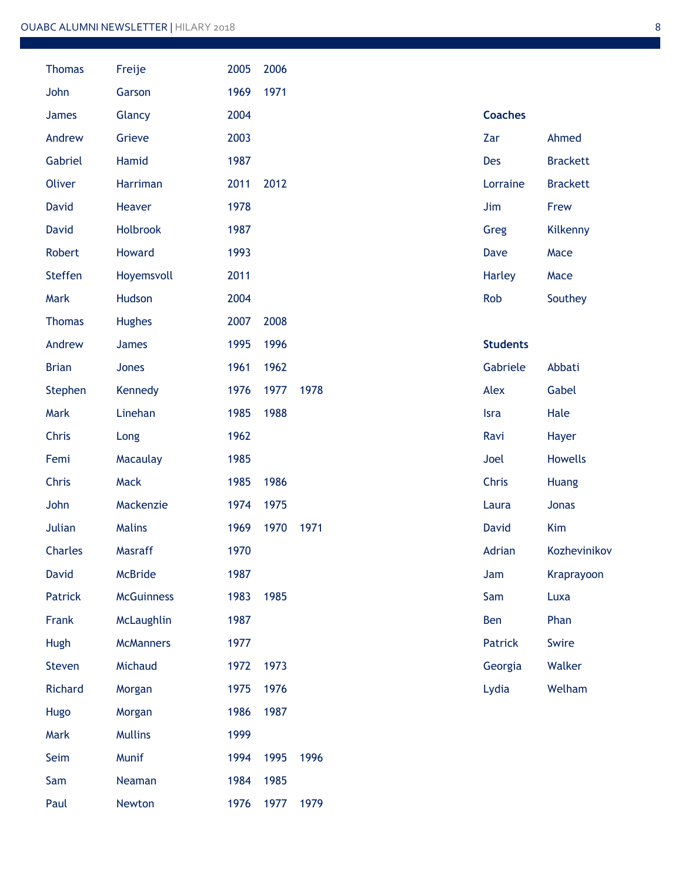| | | | | |
|---|---|---|---|---|
| Thomas | Freije | 2005 | 2006 | |
| John | Garson | 1969 | 1971 | |
| James | Glancy | 2004 | | |
| Andrew | Grieve | 2003 | | |
| Gabriel | Hamid | 1987 | | |
| Oliver | Harriman | 2011 | 2012 | |
| David | Heaver | 1978 | | |
| David | Holbrook | 1987 | | |
| Robert | Howard | 1993 | | |
| Steffen | Hoyemsvoll | 2011 | | |
| Mark | Hudson | 2004 | | |
| Thomas | Hughes | 2007 | 2008 | |
| Andrew | James | 1995 | 1996 | |
| Brian | Jones | 1961 | 1962 | |
| Stephen | Kennedy | 1976 | 1977 | 1978 |
| Mark | Linehan | 1985 | 1988 | |
| Chris | Long | 1962 | | |
| Femi | Macaulay | 1985 | | |
| Chris | Mack | 1985 | 1986 | |
| John | Mackenzie | 1974 | 1975 | |
| Julian | Malins | 1969 | 1970 | 1971 |
| Charles | Masraff | 1970 | | |
| David | McBride | 1987 | | |
| Patrick | McGuinness | 1983 | 1985 | |
| Frank | McLaughlin | 1987 | | |
| Hugh | McManners | 1977 | | |
| Steven | Michaud | 1972 | 1973 | |
| Richard | Morgan | 1975 | 1976 | |
| Hugo | Morgan | 1986 | 1987 | |
| Mark | Mullins | 1999 | | |
| Seim | Munif | 1994 | 1995 | 1996 |
| Sam | Neaman | 1984 | 1985 | |
| Paul | Newton | 1976 | 1977 | 1979 |

**Coaches**

| | |
|---|---|
| Zar | Ahmed |
| Des | Brackett |
| Lorraine | Brackett |
| Jim | Frew |
| Greg | Kilkenny |
| Dave | Mace |
| Harley | Mace |
| Rob | Southey |

**Students**

| | |
|---|---|
| Gabriele | Abbati |
| Alex | Gabel |
| Isra | Hale |
| Ravi | Hayer |
| Joel | Howells |
| Chris | Huang |
| Laura | Jonas |
| David | Kim |
| Adrian | Kozhevinikov |
| Jam | Kraprayoon |
| Sam | Luxa |
| Ben | Phan |
| Patrick | Swire |
| Georgia | Walker |
| Lydia | Welham |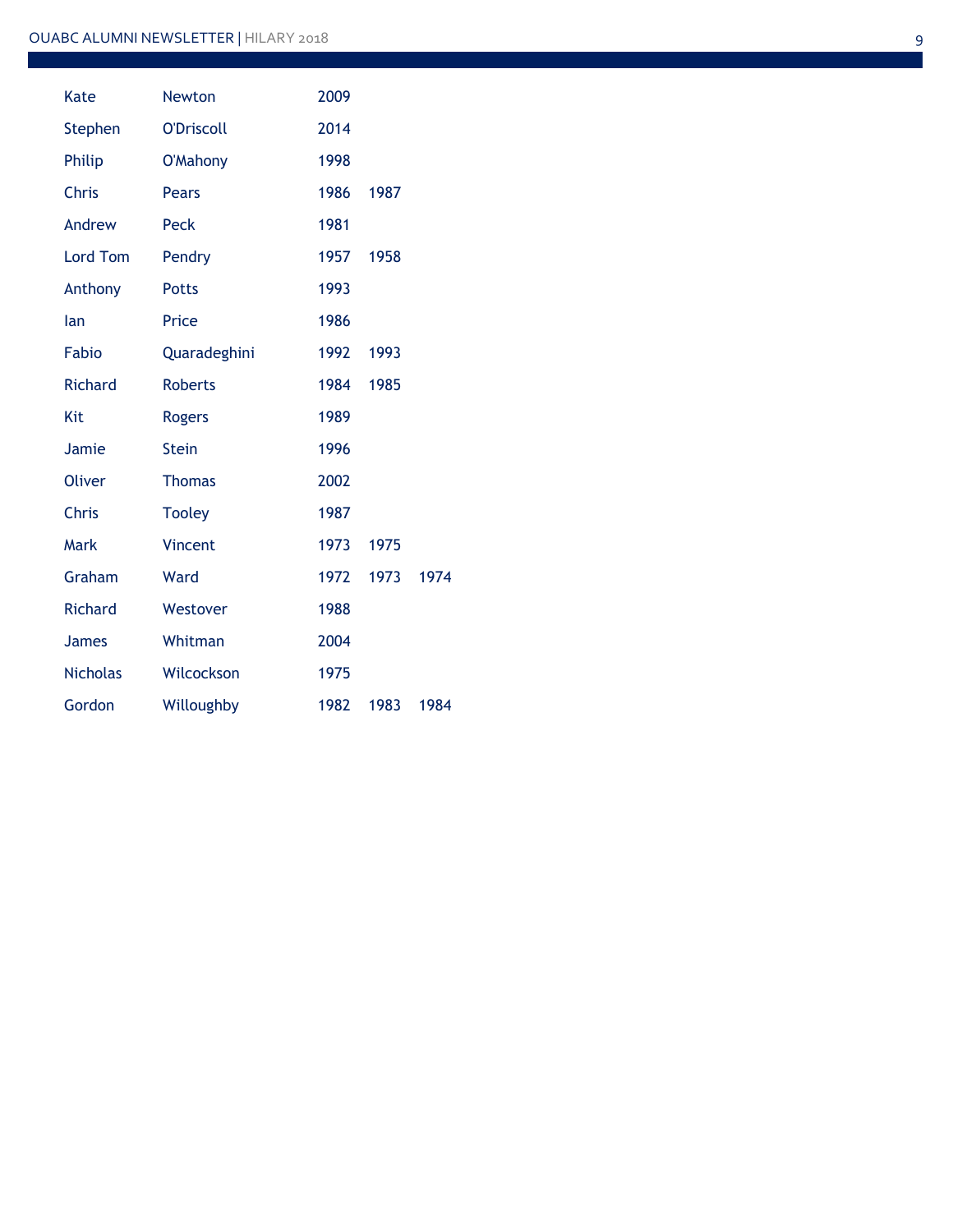| | | | | |
|---|---|---|---|---|
| Kate | Newton | 2009 | | |
| Stephen | O'Driscoll | 2014 | | |
| Philip | O'Mahony | 1998 | | |
| Chris | Pears | 1986 | 1987 | |
| Andrew | Peck | 1981 | | |
| Lord Tom | Pendry | 1957 | 1958 | |
| Anthony | Potts | 1993 | | |
| Ian | Price | 1986 | | |
| Fabio | Quaradeghini | 1992 | 1993 | |
| Richard | Roberts | 1984 | 1985 | |
| Kit | Rogers | 1989 | | |
| Jamie | Stein | 1996 | | |
| Oliver | Thomas | 2002 | | |
| Chris | Tooley | 1987 | | |
| Mark | Vincent | 1973 | 1975 | |
| Graham | Ward | 1972 | 1973 | 1974 |
| Richard | Westover | 1988 | | |
| James | Whitman | 2004 | | |
| Nicholas | Wilcockson | 1975 | | |
| Gordon | Willoughby | 1982 | 1983 | 1984 |